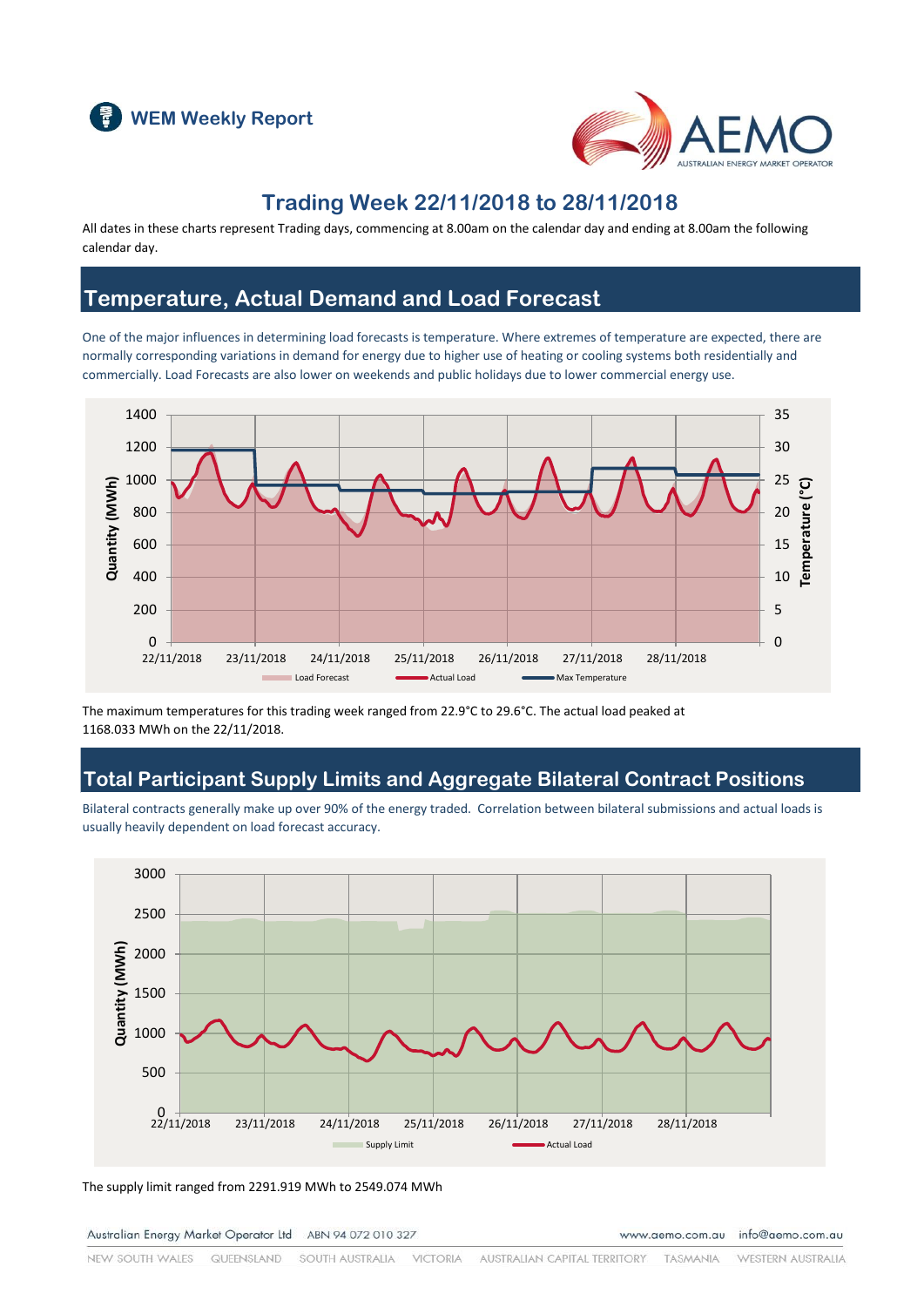WEM Weekly Report

# Trading Week 22/11/2018 to 28/11/2018

All dates in these charts represent Trading days, commencing at 8.00am on the calendar day and ending at 8.00am the following calendar day.

## Temperature, Actual Demand and Load Forecast

One of the major influences in determining load forecasts is temperature. Where extremes of temperature are expected, there are normally corresponding variations in demand for energy due to higher use of heating or cooling systems both residentially and commercially. Load Forecasts are also lower on weekends and public holidays due to lower commercial energy use.

The maximum temperatures for this trading week ranged from 22.9°C to 29.6°C. The actual load peaked at 1168.033 MWh on the 22/11/2018.

## Total Participant Supply Limits and Aggregate Bilateral Contract Positions

Bilateral contracts generally make up over 90% of the energy traded. Correlation between bilateral submissions and actual loads is usually heavily dependent on load forecast accuracy.

The supply limit ranged from 2291.919 MWh to 2549.074 MWh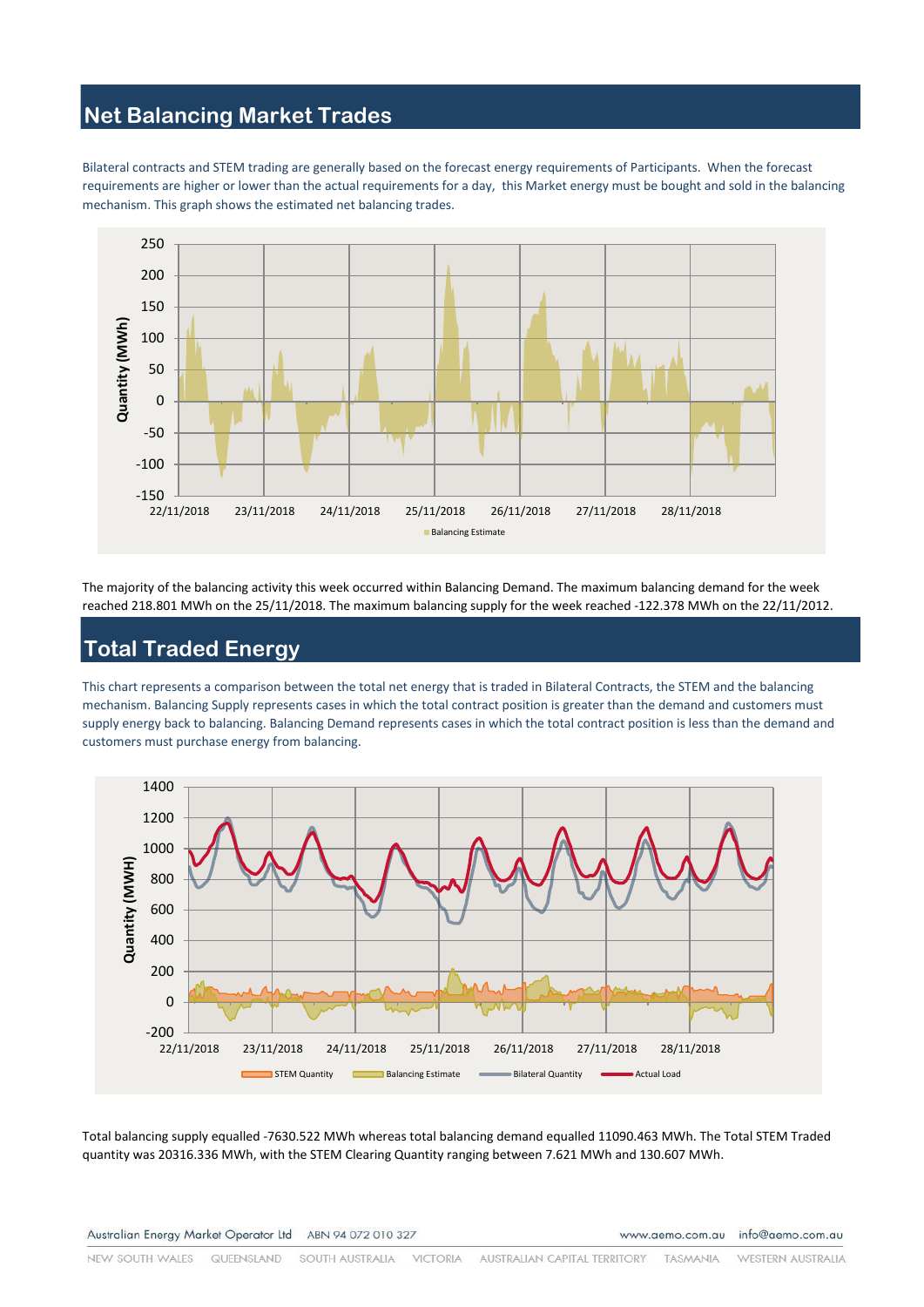## Net Balancing Market Trades

Bilateral contracts and STEM trading are generally based on the forecast energy requirements of Participants. When the forecast requirements are higher or lower than the actual requirements for a day, this Market energy must be bought and sold in the balancing mechanism. This graph shows the estimated net balancing trades.

The majority of the balancing activity this week occurred within Balancing Demand. The maximum balancing demand for the week reached 218.801 MWh on the 25/11/2018. The maximum balancing supply for the week reached -122.378 MWh on the 22/11/2012.

## Total Traded Energy

This chart represents a comparison between the total net energy that is traded in Bilateral Contracts, the STEM and the balancing mechanism. Balancing Supply represents cases in which the total contract position is greater than the demand and customers must supply energy back to balancing. Balancing Demand represents cases in which the total contract position is less than the demand and customers must purchase energy from balancing.

Total balancing supply equalled -7630.522 MWh whereas total balancing demand equalled 11090.463 MWh. The Total STEM Traded quantity was 20316.336 MWh, with the STEM Clearing Quantity ranging between 7.621 MWh and 130.607 MWh.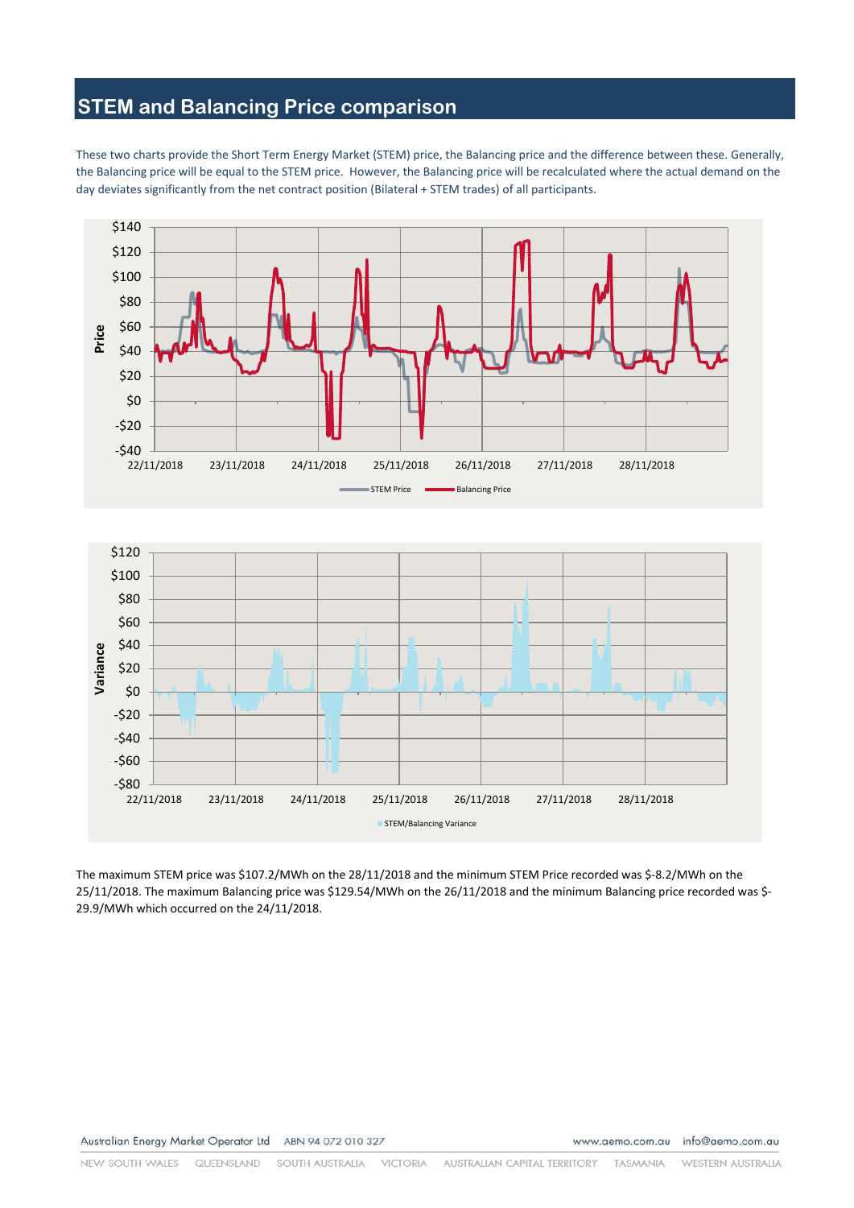## STEM and Balancing Price comparison

These two charts provide the Short Term Energy Market (STEM) price, the Balancing price and the difference between these. Generally, the Balancing price will be equal to the STEM price. However, the Balancing price will be recalculated where the actual demand on the day deviates significantly from the net contract position (Bilateral + STEM trades) of all participants.

Price

$140
$120
$100
$80
$60
$40
$20
$0
-$20
-$40

22/11/2018
23/11/2018
24/11/2018
25/11/2018
26/11/2018
27/11/2018
28/11/2018

STEM Price
Balancing Price

Variance

$120
$100
$80
$60
$40
$20
$0
-$20
-$40
-$60
-$80

22/11/2018
23/11/2018
24/11/2018
25/11/2018
26/11/2018
27/11/2018
28/11/2018

STEM/Balancing Variance

The maximum STEM price was $107.2/MWh on the 28/11/2018 and the minimum STEM Price recorded was $-8.2/MWh on the 25/11/2018. The maximum Balancing price was $129.54/MWh on the 26/11/2018 and the minimum Balancing price recorded was $-29.9/MWh which occurred on the 24/11/2018.